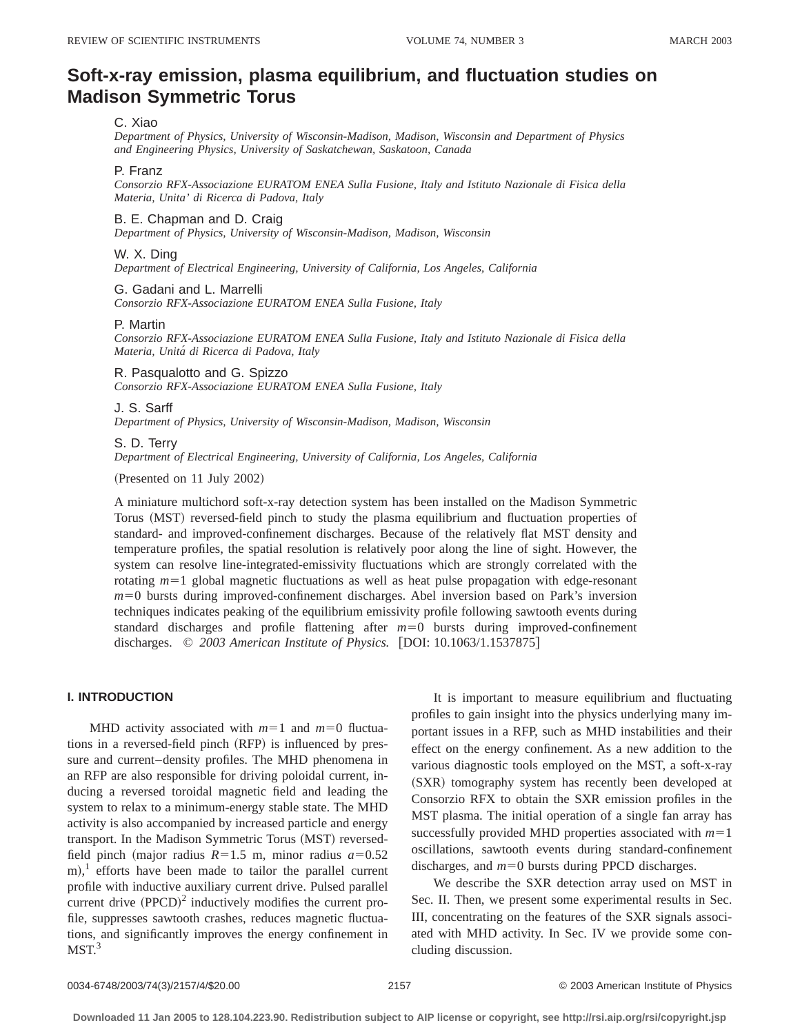# Soft-x-ray emission, plasma equilibrium, and fluctuation studies on Madison Symmetric Torus

C. Xiao
*Department of Physics, University of Wisconsin-Madison, Madison, Wisconsin and Department of Physics and Engineering Physics, University of Saskatchewan, Saskatoon, Canada*

P. Franz
*Consorzio RFX-Associazione EURATOM ENEA Sulla Fusione, Italy and Istituto Nazionale di Fisica della Materia, Unita' di Ricerca di Padova, Italy*

B. E. Chapman and D. Craig
*Department of Physics, University of Wisconsin-Madison, Madison, Wisconsin*

W. X. Ding
*Department of Electrical Engineering, University of California, Los Angeles, California*

G. Gadani and L. Marrelli
*Consorzio RFX-Associazione EURATOM ENEA Sulla Fusione, Italy*

P. Martin
*Consorzio RFX-Associazione EURATOM ENEA Sulla Fusione, Italy and Istituto Nazionale di Fisica della Materia, Unitá di Ricerca di Padova, Italy*

R. Pasqualotto and G. Spizzo
*Consorzio RFX-Associazione EURATOM ENEA Sulla Fusione, Italy*

J. S. Sarff
*Department of Physics, University of Wisconsin-Madison, Madison, Wisconsin*

S. D. Terry
*Department of Electrical Engineering, University of California, Los Angeles, California*

(Presented on 11 July 2002)

A miniature multichord soft-x-ray detection system has been installed on the Madison Symmetric Torus (MST) reversed-field pinch to study the plasma equilibrium and fluctuation properties of standard- and improved-confinement discharges. Because of the relatively flat MST density and temperature profiles, the spatial resolution is relatively poor along the line of sight. However, the system can resolve line-integrated-emissivity fluctuations which are strongly correlated with the rotating $m=1$ global magnetic fluctuations as well as heat pulse propagation with edge-resonant $m=0$ bursts during improved-confinement discharges. Abel inversion based on Park's inversion techniques indicates peaking of the equilibrium emissivity profile following sawtooth events during standard discharges and profile flattening after $m=0$ bursts during improved-confinement discharges. © *2003 American Institute of Physics.* [DOI: 10.1063/1.1537875]

## I. INTRODUCTION

MHD activity associated with $m=1$ and $m=0$ fluctuations in a reversed-field pinch (RFP) is influenced by pressure and current–density profiles. The MHD phenomena in an RFP are also responsible for driving poloidal current, inducing a reversed toroidal magnetic field and leading the system to relax to a minimum-energy stable state. The MHD activity is also accompanied by increased particle and energy transport. In the Madison Symmetric Torus (MST) reversed-field pinch (major radius $R=1.5$ m, minor radius $a=0.52$ m),[1] efforts have been made to tailor the parallel current profile with inductive auxiliary current drive. Pulsed parallel current drive (PPCD)[2] inductively modifies the current profile, suppresses sawtooth crashes, reduces magnetic fluctuations, and significantly improves the energy confinement in MST.[3]

It is important to measure equilibrium and fluctuating profiles to gain insight into the physics underlying many important issues in a RFP, such as MHD instabilities and their effect on the energy confinement. As a new addition to the various diagnostic tools employed on the MST, a soft-x-ray (SXR) tomography system has recently been developed at Consorzio RFX to obtain the SXR emission profiles in the MST plasma. The initial operation of a single fan array has successfully provided MHD properties associated with $m=1$ oscillations, sawtooth events during standard-confinement discharges, and $m=0$ bursts during PPCD discharges.

We describe the SXR detection array used on MST in Sec. II. Then, we present some experimental results in Sec. III, concentrating on the features of the SXR signals associated with MHD activity. In Sec. IV we provide some concluding discussion.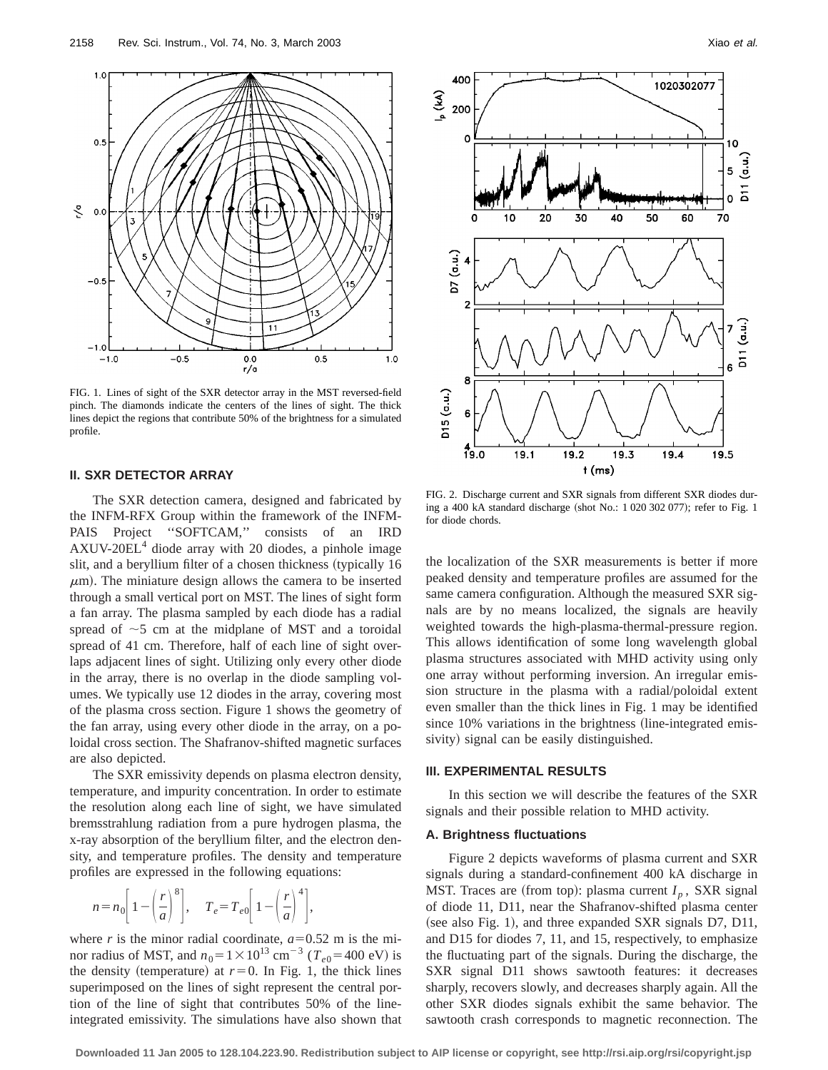FIG. 1. Lines of sight of the SXR detector array in the MST reversed-field pinch. The diamonds indicate the centers of the lines of sight. The thick lines depict the regions that contribute 50% of the brightness for a simulated profile.

FIG. 2. Discharge current and SXR signals from different SXR diodes during a 400 kA standard discharge (shot No.: 1 020 302 077); refer to Fig. 1 for diode chords.

## II. SXR DETECTOR ARRAY

The SXR detection camera, designed and fabricated by the INFM-RFX Group within the framework of the INFM-PAIS Project ''SOFTCAM,'' consists of an IRD AXUV-20EL[4] diode array with 20 diodes, a pinhole image slit, and a beryllium filter of a chosen thickness (typically 16 $\mu$m). The miniature design allows the camera to be inserted through a small vertical port on MST. The lines of sight form a fan array. The plasma sampled by each diode has a radial spread of $\sim$5 cm at the midplane of MST and a toroidal spread of 41 cm. Therefore, half of each line of sight overlaps adjacent lines of sight. Utilizing only every other diode in the array, there is no overlap in the diode sampling volumes. We typically use 12 diodes in the array, covering most of the plasma cross section. Figure 1 shows the geometry of the fan array, using every other diode in the array, on a poloidal cross section. The Shafranov-shifted magnetic surfaces are also depicted.

The SXR emissivity depends on plasma electron density, temperature, and impurity concentration. In order to estimate the resolution along each line of sight, we have simulated bremsstrahlung radiation from a pure hydrogen plasma, the x-ray absorption of the beryllium filter, and the electron density, and temperature profiles. The density and temperature profiles are expressed in the following equations:

$$n = n_0\left[1-\left(\frac{r}{a}\right)^8\right], \quad T_e = T_{e0}\left[1-\left(\frac{r}{a}\right)^4\right],$$

where $r$ is the minor radial coordinate, $a = 0.52$ m is the minor radius of MST, and $n_0 = 1\times10^{13}$ cm$^{-3}$ ($T_{e0} = 400$ eV) is the density (temperature) at $r = 0$. In Fig. 1, the thick lines superimposed on the lines of sight represent the central portion of the line of sight that contributes 50% of the line-integrated emissivity. The simulations have also shown that the localization of the SXR measurements is better if more peaked density and temperature profiles are assumed for the same camera configuration. Although the measured SXR signals are by no means localized, the signals are heavily weighted towards the high-plasma-thermal-pressure region. This allows identification of some long wavelength global plasma structures associated with MHD activity using only one array without performing inversion. An irregular emission structure in the plasma with a radial/poloidal extent even smaller than the thick lines in Fig. 1 may be identified since 10% variations in the brightness (line-integrated emissivity) signal can be easily distinguished.

## III. EXPERIMENTAL RESULTS

In this section we will describe the features of the SXR signals and their possible relation to MHD activity.

### A. Brightness fluctuations

Figure 2 depicts waveforms of plasma current and SXR signals during a standard-confinement 400 kA discharge in MST. Traces are (from top): plasma current $I_p$, SXR signal of diode 11, D11, near the Shafranov-shifted plasma center (see also Fig. 1), and three expanded SXR signals D7, D11, and D15 for diodes 7, 11, and 15, respectively, to emphasize the fluctuating part of the signals. During the discharge, the SXR signal D11 shows sawtooth features: it decreases sharply, recovers slowly, and decreases sharply again. All the other SXR diodes signals exhibit the same behavior. The sawtooth crash corresponds to magnetic reconnection. The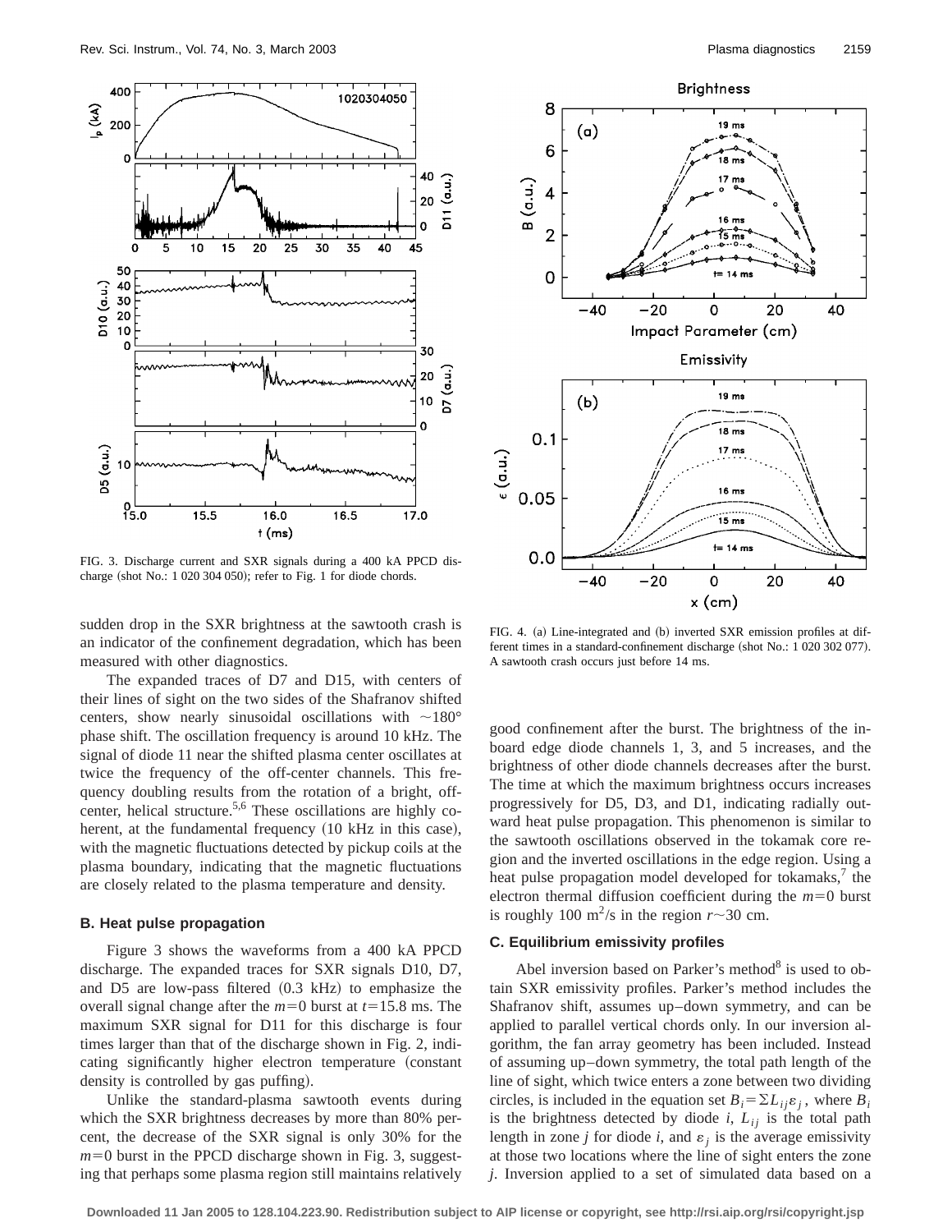FIG. 3. Discharge current and SXR signals during a 400 kA PPCD discharge (shot No.: 1 020 304 050); refer to Fig. 1 for diode chords.

FIG. 4. (a) Line-integrated and (b) inverted SXR emission profiles at different times in a standard-confinement discharge (shot No.: 1 020 302 077). A sawtooth crash occurs just before 14 ms.

sudden drop in the SXR brightness at the sawtooth crash is an indicator of the confinement degradation, which has been measured with other diagnostics.

The expanded traces of D7 and D15, with centers of their lines of sight on the two sides of the Shafranov shifted centers, show nearly sinusoidal oscillations with $\sim 180°$ phase shift. The oscillation frequency is around 10 kHz. The signal of diode 11 near the shifted plasma center oscillates at twice the frequency of the off-center channels. This frequency doubling results from the rotation of a bright, off-center, helical structure.[5,6] These oscillations are highly coherent, at the fundamental frequency (10 kHz in this case), with the magnetic fluctuations detected by pickup coils at the plasma boundary, indicating that the magnetic fluctuations are closely related to the plasma temperature and density.

### B. Heat pulse propagation

Figure 3 shows the waveforms from a 400 kA PPCD discharge. The expanded traces for SXR signals D10, D7, and D5 are low-pass filtered (0.3 kHz) to emphasize the overall signal change after the $m=0$ burst at $t=15.8$ ms. The maximum SXR signal for D11 for this discharge is four times larger than that of the discharge shown in Fig. 2, indicating significantly higher electron temperature (constant density is controlled by gas puffing).

Unlike the standard-plasma sawtooth events during which the SXR brightness decreases by more than 80% percent, the decrease of the SXR signal is only 30% for the $m=0$ burst in the PPCD discharge shown in Fig. 3, suggesting that perhaps some plasma region still maintains relatively good confinement after the burst. The brightness of the inboard edge diode channels 1, 3, and 5 increases, and the brightness of other diode channels decreases after the burst. The time at which the maximum brightness occurs increases progressively for D5, D3, and D1, indicating radially outward heat pulse propagation. This phenomenon is similar to the sawtooth oscillations observed in the tokamak core region and the inverted oscillations in the edge region. Using a heat pulse propagation model developed for tokamaks,[7] the electron thermal diffusion coefficient during the $m=0$ burst is roughly 100 $m^2/s$ in the region $r \sim 30$ cm.

### C. Equilibrium emissivity profiles

Abel inversion based on Parker's method[8] is used to obtain SXR emissivity profiles. Parker's method includes the Shafranov shift, assumes up–down symmetry, and can be applied to parallel vertical chords only. In our inversion algorithm, the fan array geometry has been included. Instead of assuming up–down symmetry, the total path length of the line of sight, which twice enters a zone between two dividing circles, is included in the equation set $B_i = \Sigma L_{ij} \varepsilon_j$, where $B_i$ is the brightness detected by diode $i$, $L_{ij}$ is the total path length in zone $j$ for diode $i$, and $\varepsilon_j$ is the average emissivity at those two locations where the line of sight enters the zone $j$. Inversion applied to a set of simulated data based on a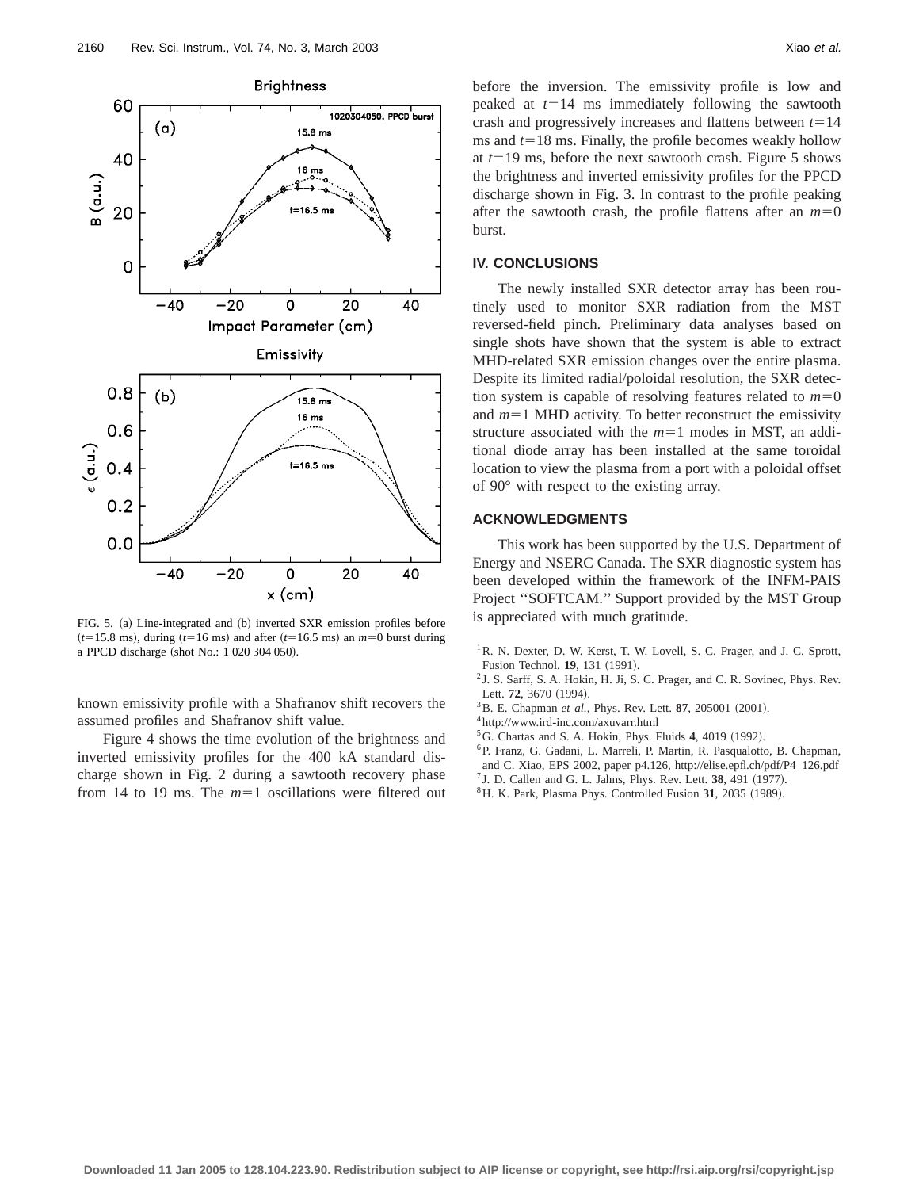Brightness

1020304050, PPCD burst

(a)

15.8 ms

16 ms

t=16.5 ms

B (a.u.)

60

40

20

0

−40

−20

0

20

40

Impact Parameter (cm)

Emissivity

(b)

15.8 ms

16 ms

t=16.5 ms

ε (a.u.)

0.8

0.6

0.4

0.2

0.0

−40

−20

0

20

40

x (cm)

FIG. 5. (a) Line-integrated and (b) inverted SXR emission profiles before ($t$=15.8 ms), during ($t$=16 ms) and after ($t$=16.5 ms) an $m$=0 burst during a PPCD discharge (shot No.: 1 020 304 050).

known emissivity profile with a Shafranov shift recovers the assumed profiles and Shafranov shift value.

Figure 4 shows the time evolution of the brightness and inverted emissivity profiles for the 400 kA standard discharge shown in Fig. 2 during a sawtooth recovery phase from 14 to 19 ms. The $m$=1 oscillations were filtered out before the inversion. The emissivity profile is low and peaked at $t$=14 ms immediately following the sawtooth crash and progressively increases and flattens between $t$=14 ms and $t$=18 ms. Finally, the profile becomes weakly hollow at $t$=19 ms, before the next sawtooth crash. Figure 5 shows the brightness and inverted emissivity profiles for the PPCD discharge shown in Fig. 3. In contrast to the profile peaking after the sawtooth crash, the profile flattens after an $m$=0 burst.

## IV. CONCLUSIONS

The newly installed SXR detector array has been routinely used to monitor SXR radiation from the MST reversed-field pinch. Preliminary data analyses based on single shots have shown that the system is able to extract MHD-related SXR emission changes over the entire plasma. Despite its limited radial/poloidal resolution, the SXR detection system is capable of resolving features related to $m$=0 and $m$=1 MHD activity. To better reconstruct the emissivity structure associated with the $m$=1 modes in MST, an additional diode array has been installed at the same toroidal location to view the plasma from a port with a poloidal offset of 90° with respect to the existing array.

## ACKNOWLEDGMENTS

This work has been supported by the U.S. Department of Energy and NSERC Canada. The SXR diagnostic system has been developed within the framework of the INFM-PAIS Project ''SOFTCAM.'' Support provided by the MST Group is appreciated with much gratitude.

[1] R. N. Dexter, D. W. Kerst, T. W. Lovell, S. C. Prager, and J. C. Sprott, Fusion Technol. **19**, 131 (1991).
[2] J. S. Sarff, S. A. Hokin, H. Ji, S. C. Prager, and C. R. Sovinec, Phys. Rev. Lett. **72**, 3670 (1994).
[3] B. E. Chapman *et al.*, Phys. Rev. Lett. **87**, 205001 (2001).
[4] http://www.ird-inc.com/axuvarr.html
[5] G. Chartas and S. A. Hokin, Phys. Fluids **4**, 4019 (1992).
[6] P. Franz, G. Gadani, L. Marreli, P. Martin, R. Pasqualotto, B. Chapman, and C. Xiao, EPS 2002, paper p4.126, http://elise.epfl.ch/pdf/P4_126.pdf
[7] J. D. Callen and G. L. Jahns, Phys. Rev. Lett. **38**, 491 (1977).
[8] H. K. Park, Plasma Phys. Controlled Fusion **31**, 2035 (1989).